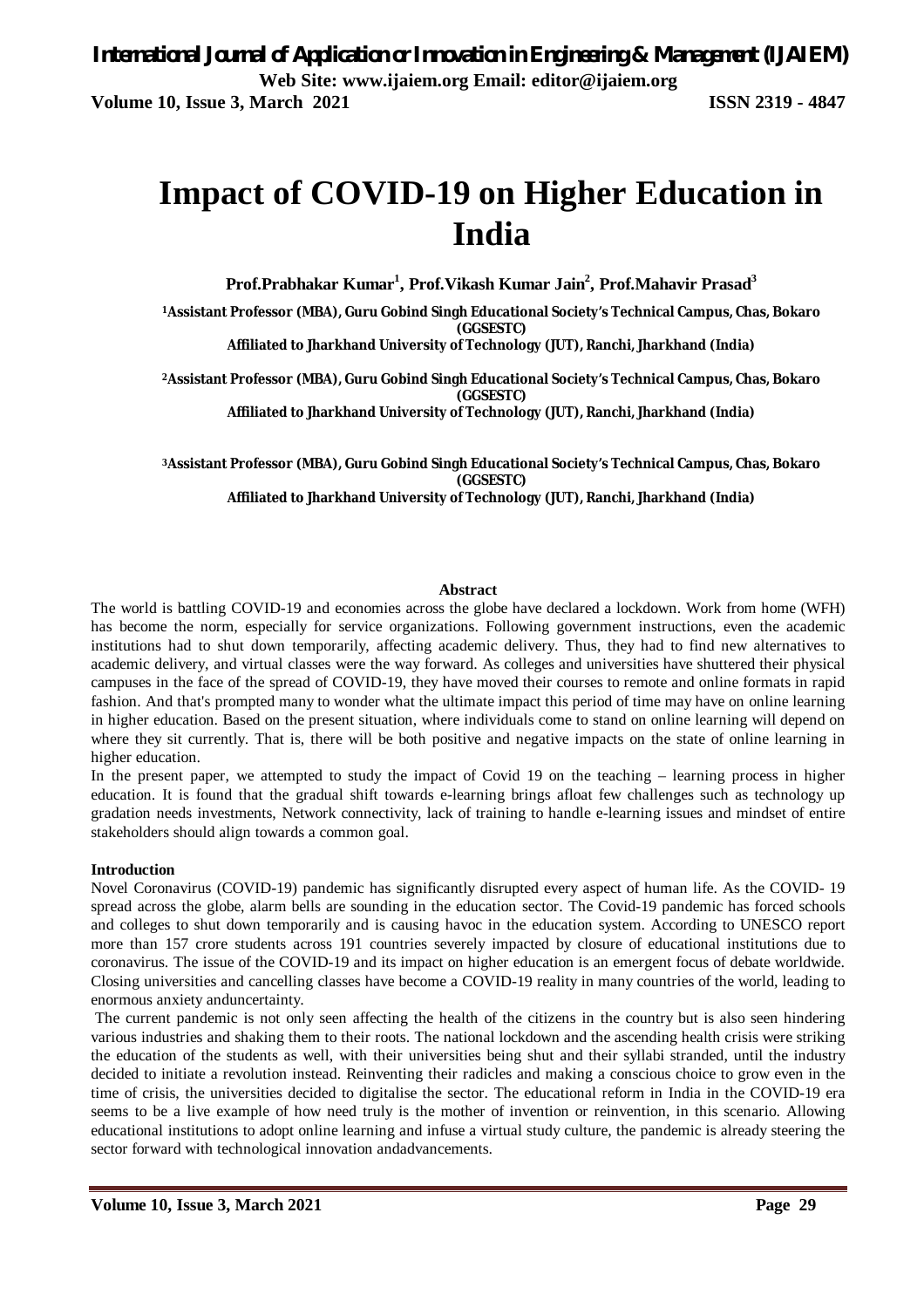# Impact of COVID-19 on Higher Education in India

**Prof.Prabhakar Kumar[1], Prof.Vikash Kumar Jain[2], Prof.Mahavir Prasad[3]**

[1]Assistant Professor (MBA), Guru Gobind Singh Educational Society's Technical Campus, Chas, Bokaro (GGSESTC)
Affiliated to Jharkhand University of Technology (JUT), Ranchi, Jharkhand (India)

[2]Assistant Professor (MBA), Guru Gobind Singh Educational Society's Technical Campus, Chas, Bokaro (GGSESTC)
Affiliated to Jharkhand University of Technology (JUT), Ranchi, Jharkhand (India)

[3]Assistant Professor (MBA), Guru Gobind Singh Educational Society's Technical Campus, Chas, Bokaro (GGSESTC)
Affiliated to Jharkhand University of Technology (JUT), Ranchi, Jharkhand (India)

## Abstract

The world is battling COVID-19 and economies across the globe have declared a lockdown. Work from home (WFH) has become the norm, especially for service organizations. Following government instructions, even the academic institutions had to shut down temporarily, affecting academic delivery. Thus, they had to find new alternatives to academic delivery, and virtual classes were the way forward. As colleges and universities have shuttered their physical campuses in the face of the spread of COVID-19, they have moved their courses to remote and online formats in rapid fashion. And that's prompted many to wonder what the ultimate impact this period of time may have on online learning in higher education. Based on the present situation, where individuals come to stand on online learning will depend on where they sit currently. That is, there will be both positive and negative impacts on the state of online learning in higher education.

In the present paper, we attempted to study the impact of Covid 19 on the teaching – learning process in higher education. It is found that the gradual shift towards e-learning brings afloat few challenges such as technology up gradation needs investments, Network connectivity, lack of training to handle e-learning issues and mindset of entire stakeholders should align towards a common goal.

## Introduction

Novel Coronavirus (COVID-19) pandemic has significantly disrupted every aspect of human life. As the COVID- 19 spread across the globe, alarm bells are sounding in the education sector. The Covid-19 pandemic has forced schools and colleges to shut down temporarily and is causing havoc in the education system. According to UNESCO report more than 157 crore students across 191 countries severely impacted by closure of educational institutions due to coronavirus. The issue of the COVID-19 and its impact on higher education is an emergent focus of debate worldwide. Closing universities and cancelling classes have become a COVID-19 reality in many countries of the world, leading to enormous anxiety anduncertainty.

The current pandemic is not only seen affecting the health of the citizens in the country but is also seen hindering various industries and shaking them to their roots. The national lockdown and the ascending health crisis were striking the education of the students as well, with their universities being shut and their syllabi stranded, until the industry decided to initiate a revolution instead. Reinventing their radicles and making a conscious choice to grow even in the time of crisis, the universities decided to digitalise the sector. The educational reform in India in the COVID-19 era seems to be a live example of how need truly is the mother of invention or reinvention, in this scenario. Allowing educational institutions to adopt online learning and infuse a virtual study culture, the pandemic is already steering the sector forward with technological innovation andadvancements.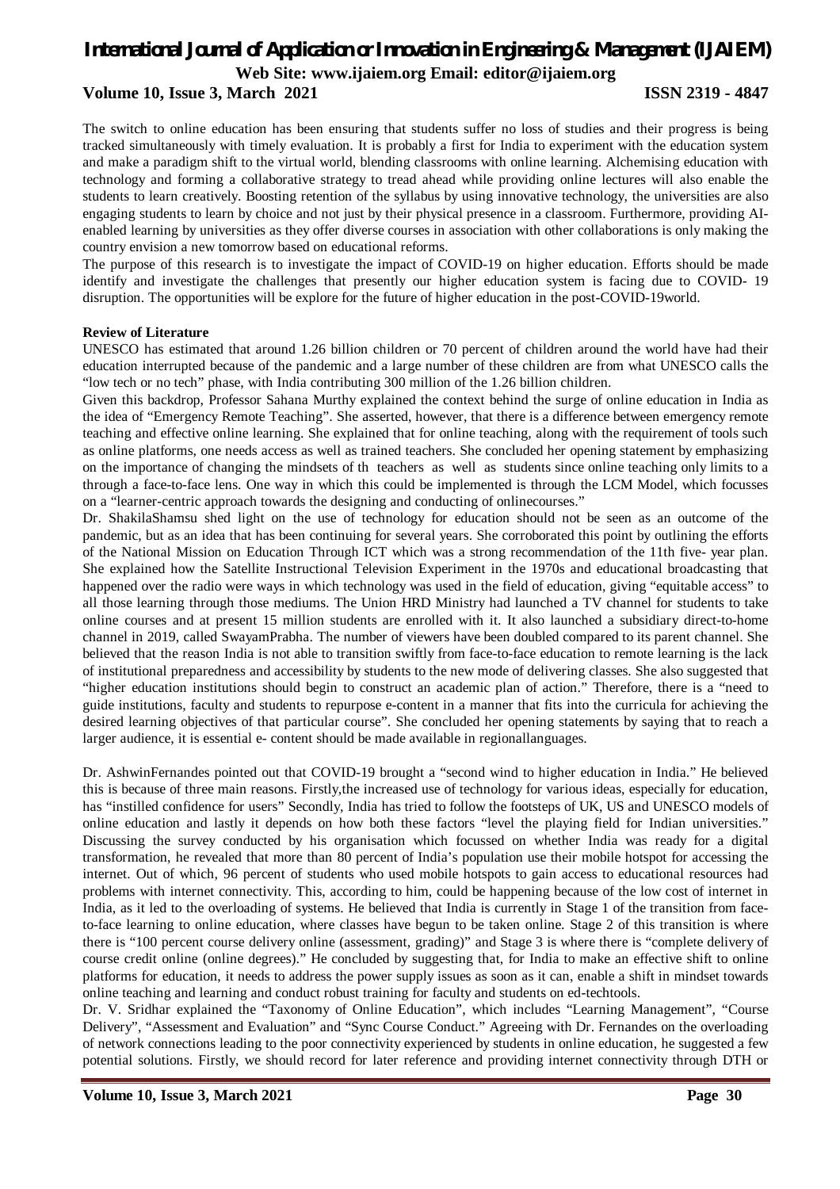The switch to online education has been ensuring that students suffer no loss of studies and their progress is being tracked simultaneously with timely evaluation. It is probably a first for India to experiment with the education system and make a paradigm shift to the virtual world, blending classrooms with online learning. Alchemising education with technology and forming a collaborative strategy to tread ahead while providing online lectures will also enable the students to learn creatively. Boosting retention of the syllabus by using innovative technology, the universities are also engaging students to learn by choice and not just by their physical presence in a classroom. Furthermore, providing AI-enabled learning by universities as they offer diverse courses in association with other collaborations is only making the country envision a new tomorrow based on educational reforms.

The purpose of this research is to investigate the impact of COVID-19 on higher education. Efforts should be made identify and investigate the challenges that presently our higher education system is facing due to COVID- 19 disruption. The opportunities will be explore for the future of higher education in the post-COVID-19world.

**Review of Literature**

UNESCO has estimated that around 1.26 billion children or 70 percent of children around the world have had their education interrupted because of the pandemic and a large number of these children are from what UNESCO calls the "low tech or no tech" phase, with India contributing 300 million of the 1.26 billion children.

Given this backdrop, Professor Sahana Murthy explained the context behind the surge of online education in India as the idea of "Emergency Remote Teaching". She asserted, however, that there is a difference between emergency remote teaching and effective online learning. She explained that for online teaching, along with the requirement of tools such as online platforms, one needs access as well as trained teachers. She concluded her opening statement by emphasizing on the importance of changing the mindsets of th teachers as well as students since online teaching only limits to a through a face-to-face lens. One way in which this could be implemented is through the LCM Model, which focusses on a "learner-centric approach towards the designing and conducting of onlinecourses."

Dr. ShakilaShamsu shed light on the use of technology for education should not be seen as an outcome of the pandemic, but as an idea that has been continuing for several years. She corroborated this point by outlining the efforts of the National Mission on Education Through ICT which was a strong recommendation of the 11th five- year plan. She explained how the Satellite Instructional Television Experiment in the 1970s and educational broadcasting that happened over the radio were ways in which technology was used in the field of education, giving "equitable access" to all those learning through those mediums. The Union HRD Ministry had launched a TV channel for students to take online courses and at present 15 million students are enrolled with it. It also launched a subsidiary direct-to-home channel in 2019, called SwayamPrabha. The number of viewers have been doubled compared to its parent channel. She believed that the reason India is not able to transition swiftly from face-to-face education to remote learning is the lack of institutional preparedness and accessibility by students to the new mode of delivering classes. She also suggested that "higher education institutions should begin to construct an academic plan of action." Therefore, there is a "need to guide institutions, faculty and students to repurpose e-content in a manner that fits into the curricula for achieving the desired learning objectives of that particular course". She concluded her opening statements by saying that to reach a larger audience, it is essential e- content should be made available in regionallanguages.

Dr. AshwinFernandes pointed out that COVID-19 brought a "second wind to higher education in India." He believed this is because of three main reasons. Firstly,the increased use of technology for various ideas, especially for education, has "instilled confidence for users" Secondly, India has tried to follow the footsteps of UK, US and UNESCO models of online education and lastly it depends on how both these factors "level the playing field for Indian universities." Discussing the survey conducted by his organisation which focussed on whether India was ready for a digital transformation, he revealed that more than 80 percent of India's population use their mobile hotspot for accessing the internet. Out of which, 96 percent of students who used mobile hotspots to gain access to educational resources had problems with internet connectivity. This, according to him, could be happening because of the low cost of internet in India, as it led to the overloading of systems. He believed that India is currently in Stage 1 of the transition from face-to-face learning to online education, where classes have begun to be taken online. Stage 2 of this transition is where there is "100 percent course delivery online (assessment, grading)" and Stage 3 is where there is "complete delivery of course credit online (online degrees)." He concluded by suggesting that, for India to make an effective shift to online platforms for education, it needs to address the power supply issues as soon as it can, enable a shift in mindset towards online teaching and learning and conduct robust training for faculty and students on ed-techtools.

Dr. V. Sridhar explained the "Taxonomy of Online Education", which includes "Learning Management", "Course Delivery", "Assessment and Evaluation" and "Sync Course Conduct." Agreeing with Dr. Fernandes on the overloading of network connections leading to the poor connectivity experienced by students in online education, he suggested a few potential solutions. Firstly, we should record for later reference and providing internet connectivity through DTH or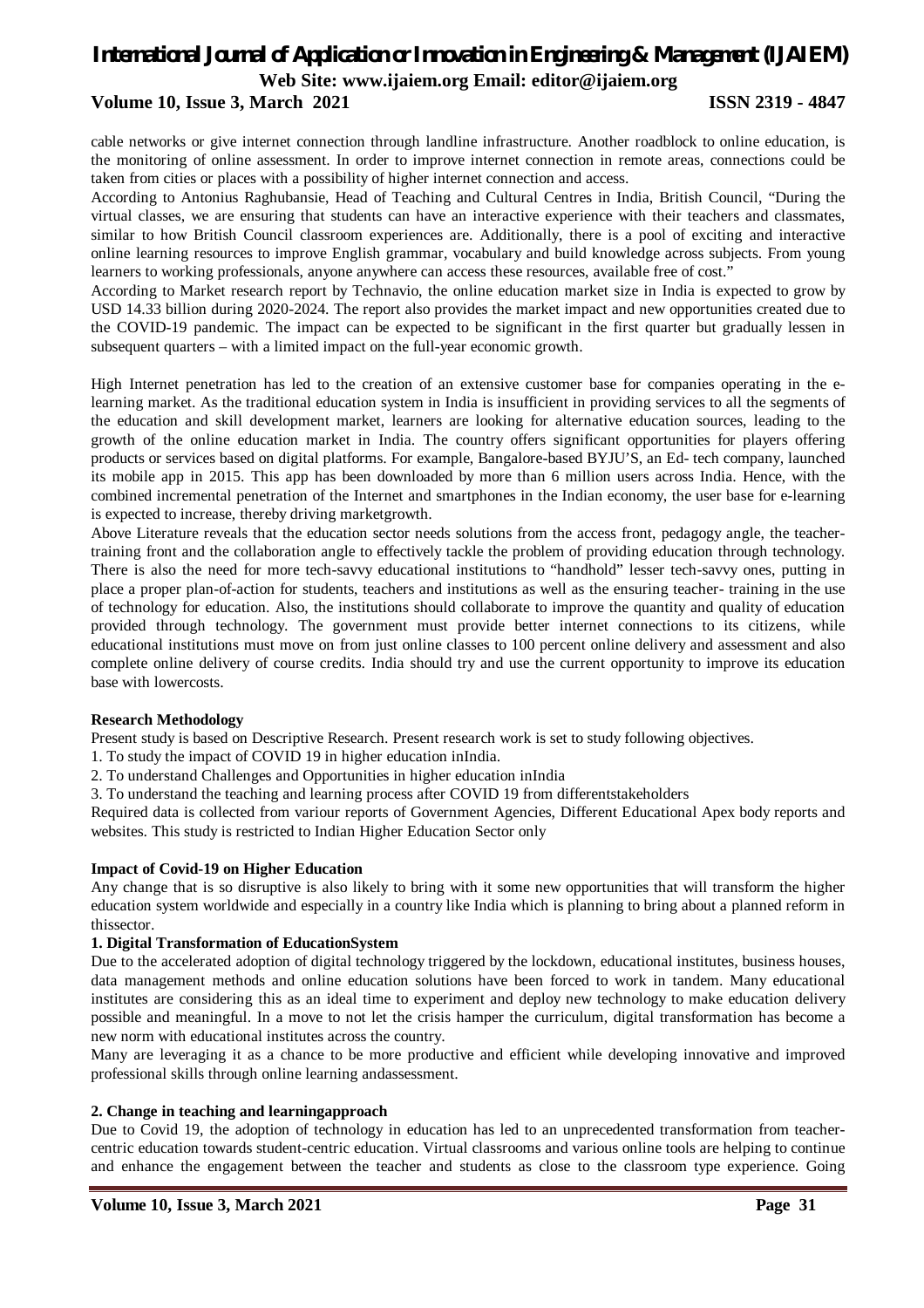cable networks or give internet connection through landline infrastructure. Another roadblock to online education, is the monitoring of online assessment. In order to improve internet connection in remote areas, connections could be taken from cities or places with a possibility of higher internet connection and access.

According to Antonius Raghubansie, Head of Teaching and Cultural Centres in India, British Council, "During the virtual classes, we are ensuring that students can have an interactive experience with their teachers and classmates, similar to how British Council classroom experiences are. Additionally, there is a pool of exciting and interactive online learning resources to improve English grammar, vocabulary and build knowledge across subjects. From young learners to working professionals, anyone anywhere can access these resources, available free of cost."

According to Market research report by Technavio, the online education market size in India is expected to grow by USD 14.33 billion during 2020-2024. The report also provides the market impact and new opportunities created due to the COVID-19 pandemic. The impact can be expected to be significant in the first quarter but gradually lessen in subsequent quarters – with a limited impact on the full-year economic growth.

High Internet penetration has led to the creation of an extensive customer base for companies operating in the e-learning market. As the traditional education system in India is insufficient in providing services to all the segments of the education and skill development market, learners are looking for alternative education sources, leading to the growth of the online education market in India. The country offers significant opportunities for players offering products or services based on digital platforms. For example, Bangalore-based BYJU'S, an Ed- tech company, launched its mobile app in 2015. This app has been downloaded by more than 6 million users across India. Hence, with the combined incremental penetration of the Internet and smartphones in the Indian economy, the user base for e-learning is expected to increase, thereby driving marketgrowth.

Above Literature reveals that the education sector needs solutions from the access front, pedagogy angle, the teacher-training front and the collaboration angle to effectively tackle the problem of providing education through technology. There is also the need for more tech-savvy educational institutions to "handhold" lesser tech-savvy ones, putting in place a proper plan-of-action for students, teachers and institutions as well as the ensuring teacher- training in the use of technology for education. Also, the institutions should collaborate to improve the quantity and quality of education provided through technology. The government must provide better internet connections to its citizens, while educational institutions must move on from just online classes to 100 percent online delivery and assessment and also complete online delivery of course credits. India should try and use the current opportunity to improve its education base with lowercosts.

**Research Methodology**

Present study is based on Descriptive Research. Present research work is set to study following objectives.

1. To study the impact of COVID 19 in higher education inIndia.
2. To understand Challenges and Opportunities in higher education inIndia
3. To understand the teaching and learning process after COVID 19 from differentstakeholders

Required data is collected from variour reports of Government Agencies, Different Educational Apex body reports and websites. This study is restricted to Indian Higher Education Sector only

**Impact of Covid-19 on Higher Education**

Any change that is so disruptive is also likely to bring with it some new opportunities that will transform the higher education system worldwide and especially in a country like India which is planning to bring about a planned reform in thissector.

**1. Digital Transformation of EducationSystem**

Due to the accelerated adoption of digital technology triggered by the lockdown, educational institutes, business houses, data management methods and online education solutions have been forced to work in tandem. Many educational institutes are considering this as an ideal time to experiment and deploy new technology to make education delivery possible and meaningful. In a move to not let the crisis hamper the curriculum, digital transformation has become a new norm with educational institutes across the country.

Many are leveraging it as a chance to be more productive and efficient while developing innovative and improved professional skills through online learning andassessment.

**2. Change in teaching and learningapproach**

Due to Covid 19, the adoption of technology in education has led to an unprecedented transformation from teacher-centric education towards student-centric education. Virtual classrooms and various online tools are helping to continue and enhance the engagement between the teacher and students as close to the classroom type experience. Going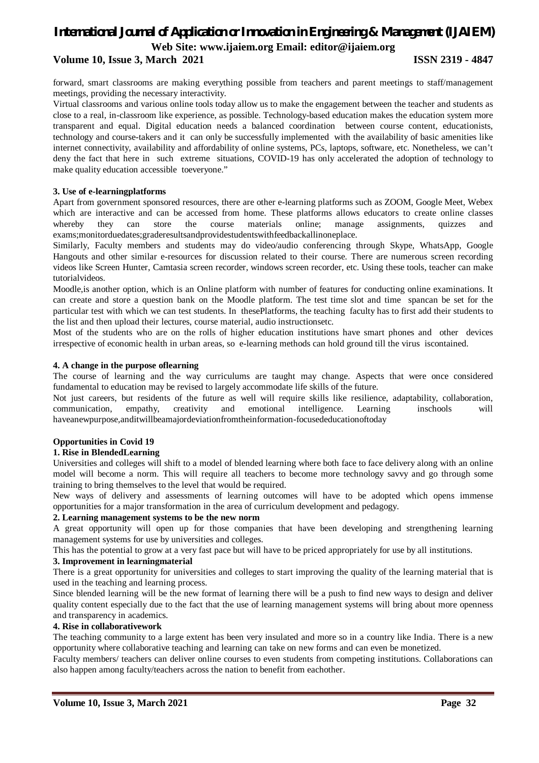forward, smart classrooms are making everything possible from teachers and parent meetings to staff/management meetings, providing the necessary interactivity.

Virtual classrooms and various online tools today allow us to make the engagement between the teacher and students as close to a real, in-classroom like experience, as possible. Technology-based education makes the education system more transparent and equal. Digital education needs a balanced coordination between course content, educationists, technology and course-takers and it can only be successfully implemented with the availability of basic amenities like internet connectivity, availability and affordability of online systems, PCs, laptops, software, etc. Nonetheless, we can't deny the fact that here in such extreme situations, COVID-19 has only accelerated the adoption of technology to make quality education accessible toeveryone."

**3. Use of e-learningplatforms**

Apart from government sponsored resources, there are other e-learning platforms such as ZOOM, Google Meet, Webex which are interactive and can be accessed from home. These platforms allows educators to create online classes whereby they can store the course materials online; manage assignments, quizzes and exams;monitorduedates;graderesultsandprovidestudentswithfeedbackallinoneplace.

Similarly, Faculty members and students may do video/audio conferencing through Skype, WhatsApp, Google Hangouts and other similar e-resources for discussion related to their course. There are numerous screen recording videos like Screen Hunter, Camtasia screen recorder, windows screen recorder, etc. Using these tools, teacher can make tutorialvideos.

Moodle,is another option, which is an Online platform with number of features for conducting online examinations. It can create and store a question bank on the Moodle platform. The test time slot and time spancan be set for the particular test with which we can test students. In thesePlatforms, the teaching faculty has to first add their students to the list and then upload their lectures, course material, audio instructionsetc.

Most of the students who are on the rolls of higher education institutions have smart phones and other devices irrespective of economic health in urban areas, so e-learning methods can hold ground till the virus iscontained.

**4. A change in the purpose oflearning**

The course of learning and the way curriculums are taught may change. Aspects that were once considered fundamental to education may be revised to largely accommodate life skills of the future.

Not just careers, but residents of the future as well will require skills like resilience, adaptability, collaboration, communication, empathy, creativity and emotional intelligence. Learning inschools will haveanewpurpose,anditwillbeamajordeviationfromtheinformation-focusededucationoftoday

**Opportunities in Covid 19**

**1. Rise in BlendedLearning**

Universities and colleges will shift to a model of blended learning where both face to face delivery along with an online model will become a norm. This will require all teachers to become more technology savvy and go through some training to bring themselves to the level that would be required.

New ways of delivery and assessments of learning outcomes will have to be adopted which opens immense opportunities for a major transformation in the area of curriculum development and pedagogy.

**2. Learning management systems to be the new norm**

A great opportunity will open up for those companies that have been developing and strengthening learning management systems for use by universities and colleges.

This has the potential to grow at a very fast pace but will have to be priced appropriately for use by all institutions.

**3. Improvement in learningmaterial**

There is a great opportunity for universities and colleges to start improving the quality of the learning material that is used in the teaching and learning process.

Since blended learning will be the new format of learning there will be a push to find new ways to design and deliver quality content especially due to the fact that the use of learning management systems will bring about more openness and transparency in academics.

**4. Rise in collaborativework**

The teaching community to a large extent has been very insulated and more so in a country like India. There is a new opportunity where collaborative teaching and learning can take on new forms and can even be monetized.

Faculty members/ teachers can deliver online courses to even students from competing institutions. Collaborations can also happen among faculty/teachers across the nation to benefit from eachother.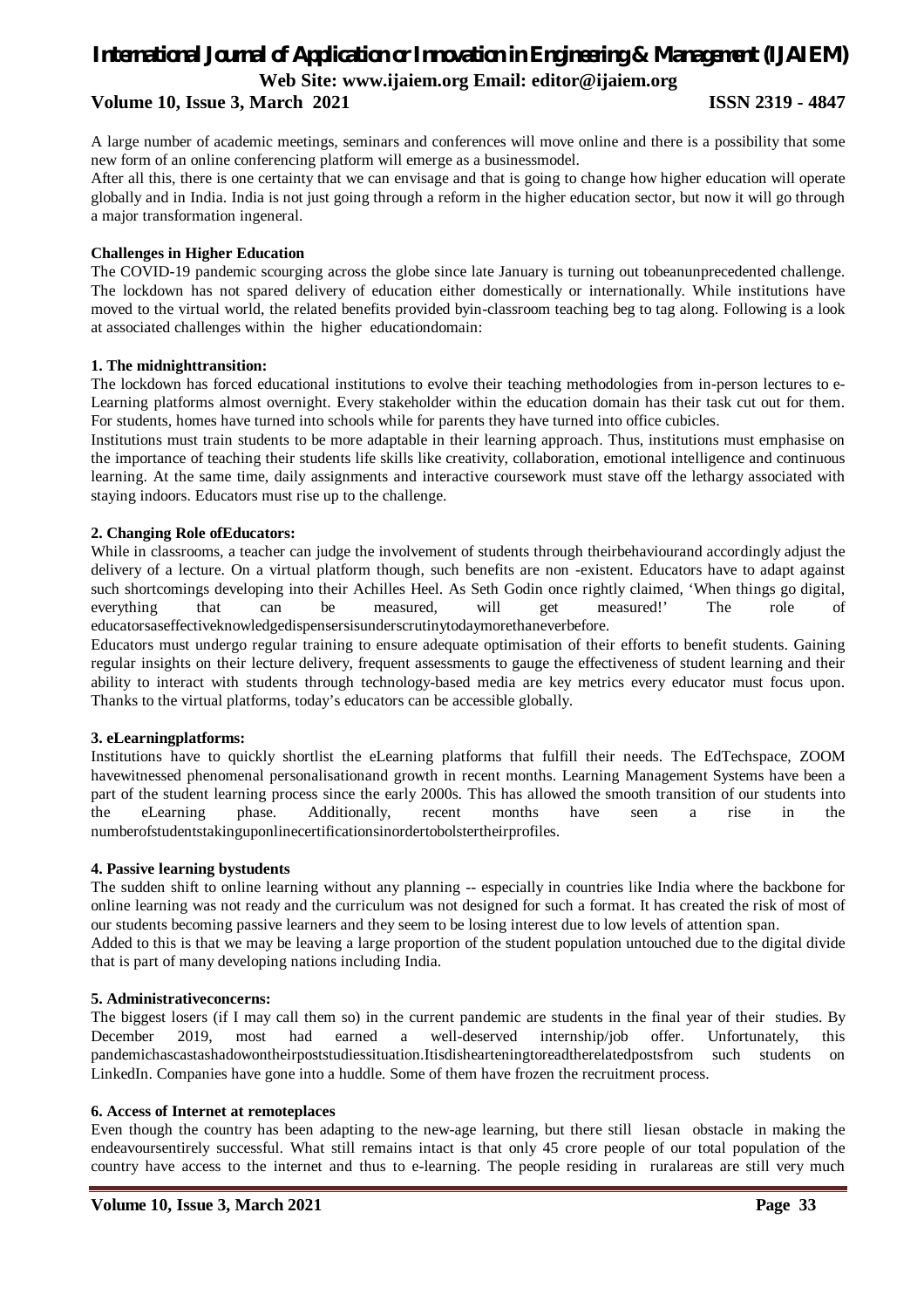A large number of academic meetings, seminars and conferences will move online and there is a possibility that some new form of an online conferencing platform will emerge as a businessmodel.

After all this, there is one certainty that we can envisage and that is going to change how higher education will operate globally and in India. India is not just going through a reform in the higher education sector, but now it will go through a major transformation ingeneral.

**Challenges in Higher Education**

The COVID-19 pandemic scourging across the globe since late January is turning out tobeanunprecedented challenge. The lockdown has not spared delivery of education either domestically or internationally. While institutions have moved to the virtual world, the related benefits provided byin-classroom teaching beg to tag along. Following is a look at associated challenges within the higher educationdomain:

**1. The midnighttransition:**

The lockdown has forced educational institutions to evolve their teaching methodologies from in-person lectures to e-Learning platforms almost overnight. Every stakeholder within the education domain has their task cut out for them. For students, homes have turned into schools while for parents they have turned into office cubicles.

Institutions must train students to be more adaptable in their learning approach. Thus, institutions must emphasise on the importance of teaching their students life skills like creativity, collaboration, emotional intelligence and continuous learning. At the same time, daily assignments and interactive coursework must stave off the lethargy associated with staying indoors. Educators must rise up to the challenge.

**2. Changing Role ofEducators:**

While in classrooms, a teacher can judge the involvement of students through theirbehaviourand accordingly adjust the delivery of a lecture. On a virtual platform though, such benefits are non -existent. Educators have to adapt against such shortcomings developing into their Achilles Heel. As Seth Godin once rightly claimed, 'When things go digital, everything that can be measured, will get measured!' The role of educatorsaseffectiveknowledgedispensersisunderscrutinytodaymorethaneverbefore.

Educators must undergo regular training to ensure adequate optimisation of their efforts to benefit students. Gaining regular insights on their lecture delivery, frequent assessments to gauge the effectiveness of student learning and their ability to interact with students through technology-based media are key metrics every educator must focus upon. Thanks to the virtual platforms, today's educators can be accessible globally.

**3. eLearningplatforms:**

Institutions have to quickly shortlist the eLearning platforms that fulfill their needs. The EdTechspace, ZOOM havewitnessed phenomenal personalisationand growth in recent months. Learning Management Systems have been a part of the student learning process since the early 2000s. This has allowed the smooth transition of our students into the eLearning phase. Additionally, recent months have seen a rise in the numberofstudentstakinguponlinecertificationsinordertobolstertheirprofiles.

**4. Passive learning bystudents**

The sudden shift to online learning without any planning -- especially in countries like India where the backbone for online learning was not ready and the curriculum was not designed for such a format. It has created the risk of most of our students becoming passive learners and they seem to be losing interest due to low levels of attention span.

Added to this is that we may be leaving a large proportion of the student population untouched due to the digital divide that is part of many developing nations including India.

**5. Administrativeconcerns:**

The biggest losers (if I may call them so) in the current pandemic are students in the final year of their studies. By December 2019, most had earned a well-deserved internship/job offer. Unfortunately, this pandemichascastashadowontheirpoststudiessituation.Itisdishearteningtoreadtherelatedpostsfrom such students on LinkedIn. Companies have gone into a huddle. Some of them have frozen the recruitment process.

**6. Access of Internet at remoteplaces**

Even though the country has been adapting to the new-age learning, but there still liesan obstacle in making the endeavoursentirely successful. What still remains intact is that only 45 crore people of our total population of the country have access to the internet and thus to e-learning. The people residing in ruralareas are still very much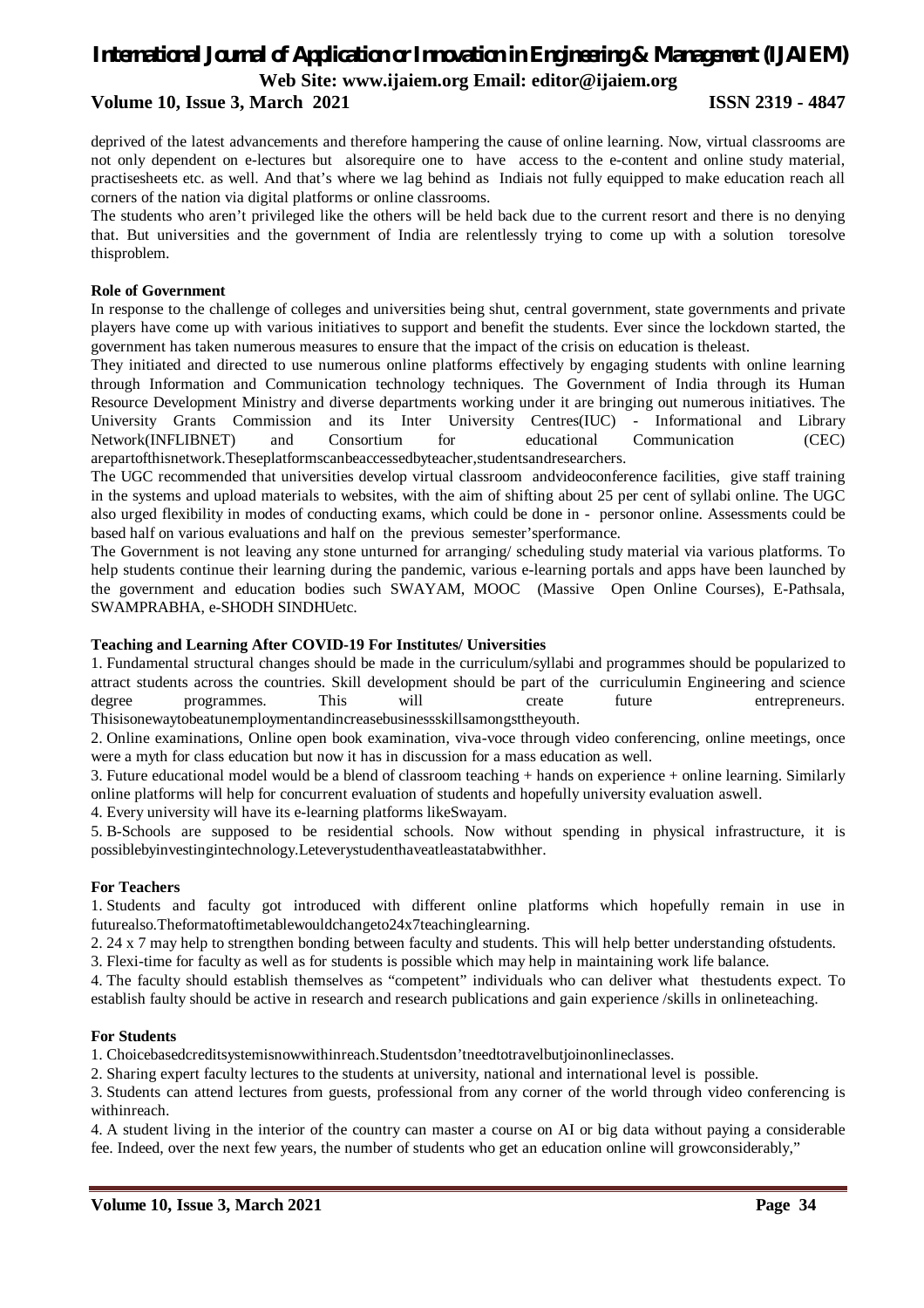deprived of the latest advancements and therefore hampering the cause of online learning. Now, virtual classrooms are not only dependent on e-lectures but alsorequire one to have access to the e-content and online study material, practisesheets etc. as well. And that's where we lag behind as Indiais not fully equipped to make education reach all corners of the nation via digital platforms or online classrooms.

The students who aren't privileged like the others will be held back due to the current resort and there is no denying that. But universities and the government of India are relentlessly trying to come up with a solution toresolve thisproblem.

**Role of Government**

In response to the challenge of colleges and universities being shut, central government, state governments and private players have come up with various initiatives to support and benefit the students. Ever since the lockdown started, the government has taken numerous measures to ensure that the impact of the crisis on education is theleast.

They initiated and directed to use numerous online platforms effectively by engaging students with online learning through Information and Communication technology techniques. The Government of India through its Human Resource Development Ministry and diverse departments working under it are bringing out numerous initiatives. The University Grants Commission and its Inter University Centres(IUC) - Informational and Library Network(INFLIBNET) and Consortium for educational Communication (CEC) arepartofthisnetwork.Theseplatformscanbeaccessedbyteacher,studentsandresearchers.

The UGC recommended that universities develop virtual classroom andvideoconference facilities, give staff training in the systems and upload materials to websites, with the aim of shifting about 25 per cent of syllabi online. The UGC also urged flexibility in modes of conducting exams, which could be done in - personor online. Assessments could be based half on various evaluations and half on the previous semester'sperformance.

The Government is not leaving any stone unturned for arranging/ scheduling study material via various platforms. To help students continue their learning during the pandemic, various e-learning portals and apps have been launched by the government and education bodies such SWAYAM, MOOC (Massive Open Online Courses), E-Pathsala, SWAMPRABHA, e-SHODH SINDHUetc.

**Teaching and Learning After COVID-19 For Institutes/ Universities**

1. Fundamental structural changes should be made in the curriculum/syllabi and programmes should be popularized to attract students across the countries. Skill development should be part of the curriculumin Engineering and science degree programmes. This will create future entrepreneurs. Thisisonewaytobeatunemploymentandincreasebusinessskillsamongsttheyouth.
2. Online examinations, Online open book examination, viva-voce through video conferencing, online meetings, once were a myth for class education but now it has in discussion for a mass education as well.
3. Future educational model would be a blend of classroom teaching + hands on experience + online learning. Similarly online platforms will help for concurrent evaluation of students and hopefully university evaluation aswell.
4. Every university will have its e-learning platforms likeSwayam.
5. B-Schools are supposed to be residential schools. Now without spending in physical infrastructure, it is possiblebyinvestingintechnology.Leteverystudenthaveatleastatabwithher.

**For Teachers**

1. Students and faculty got introduced with different online platforms which hopefully remain in use in futurealso.Theformatoftimetablewouldchangeto24x7teachinglearning.
2. 24 x 7 may help to strengthen bonding between faculty and students. This will help better understanding ofstudents.
3. Flexi-time for faculty as well as for students is possible which may help in maintaining work life balance.
4. The faculty should establish themselves as "competent" individuals who can deliver what thestudents expect. To establish faulty should be active in research and research publications and gain experience /skills in onlineteaching.

**For Students**

1. Choicebasedcreditsystemisnowwithinreach.Studentsdon'tneedtotravelbutjoinonlineclasses.
2. Sharing expert faculty lectures to the students at university, national and international level is possible.
3. Students can attend lectures from guests, professional from any corner of the world through video conferencing is withinreach.
4. A student living in the interior of the country can master a course on AI or big data without paying a considerable fee. Indeed, over the next few years, the number of students who get an education online will growconsiderably,"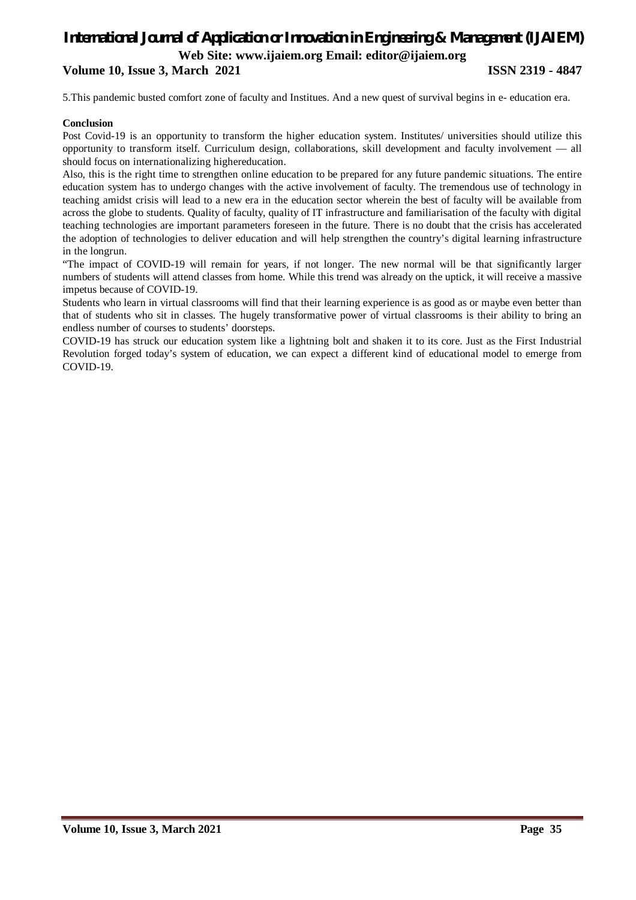5.This pandemic busted comfort zone of faculty and Institues. And a new quest of survival begins in e- education era.

**Conclusion**

Post Covid-19 is an opportunity to transform the higher education system. Institutes/ universities should utilize this opportunity to transform itself. Curriculum design, collaborations, skill development and faculty involvement — all should focus on internationalizing highereducation.

Also, this is the right time to strengthen online education to be prepared for any future pandemic situations. The entire education system has to undergo changes with the active involvement of faculty. The tremendous use of technology in teaching amidst crisis will lead to a new era in the education sector wherein the best of faculty will be available from across the globe to students. Quality of faculty, quality of IT infrastructure and familiarisation of the faculty with digital teaching technologies are important parameters foreseen in the future. There is no doubt that the crisis has accelerated the adoption of technologies to deliver education and will help strengthen the country's digital learning infrastructure in the longrun.

"The impact of COVID-19 will remain for years, if not longer. The new normal will be that significantly larger numbers of students will attend classes from home. While this trend was already on the uptick, it will receive a massive impetus because of COVID-19.

Students who learn in virtual classrooms will find that their learning experience is as good as or maybe even better than that of students who sit in classes. The hugely transformative power of virtual classrooms is their ability to bring an endless number of courses to students' doorsteps.

COVID-19 has struck our education system like a lightning bolt and shaken it to its core. Just as the First Industrial Revolution forged today's system of education, we can expect a different kind of educational model to emerge from COVID-19.